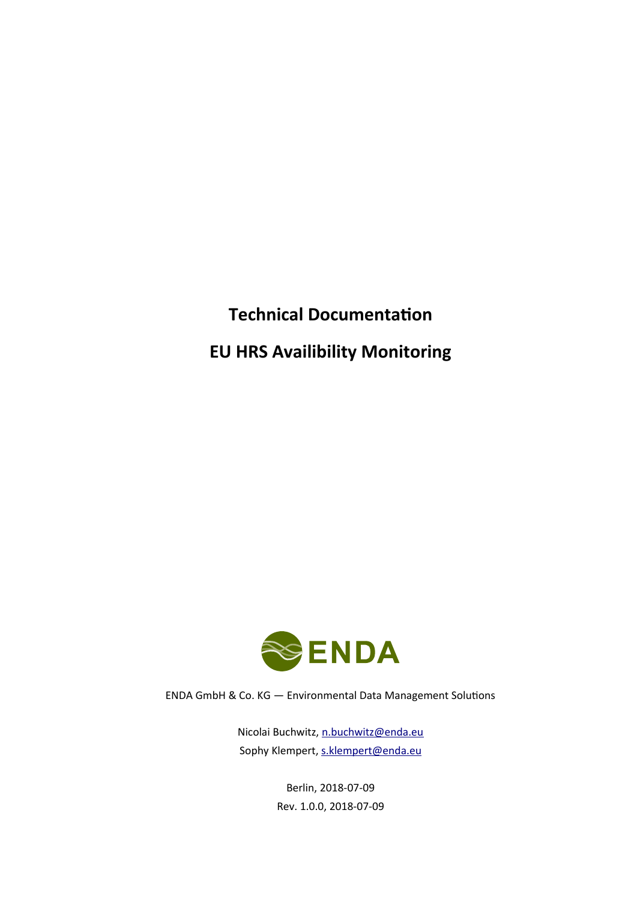# Technical Documentation

# EU HRS Availibility Monitoring

ENDA

ENDA GmbH & Co. KG — Environmental Data Management Solutions

Nicolai Buchwitz, n.buchwitz@enda.eu
Sophy Klempert, s.klempert@enda.eu

Berlin, 2018-07-09
Rev. 1.0.0, 2018-07-09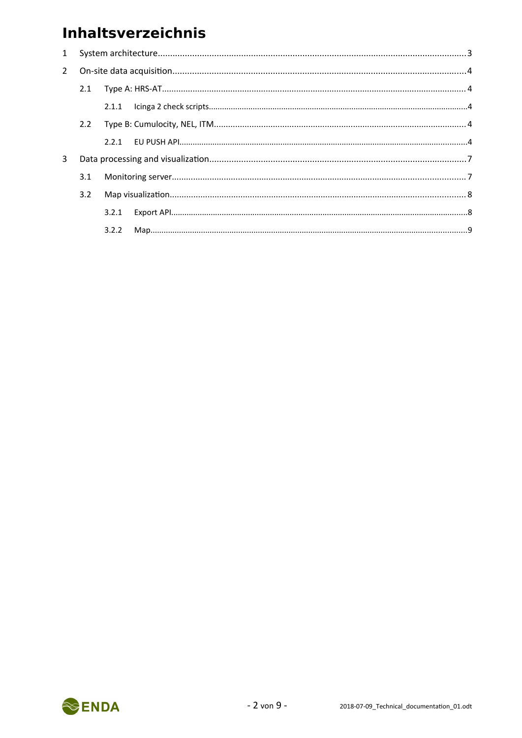# Inhaltsverzeichnis

1 System architecture....................3

2 On-site data acquisition....................4

  2.1 Type A: HRS-AT....................4

    2.1.1 Icinga 2 check scripts....................4

  2.2 Type B: Cumulocity, NEL, ITM....................4

    2.2.1 EU PUSH API....................4

3 Data processing and visualization....................7

  3.1 Monitoring server....................7

  3.2 Map visualization....................8

    3.2.1 Export API....................8

    3.2.2 Map....................9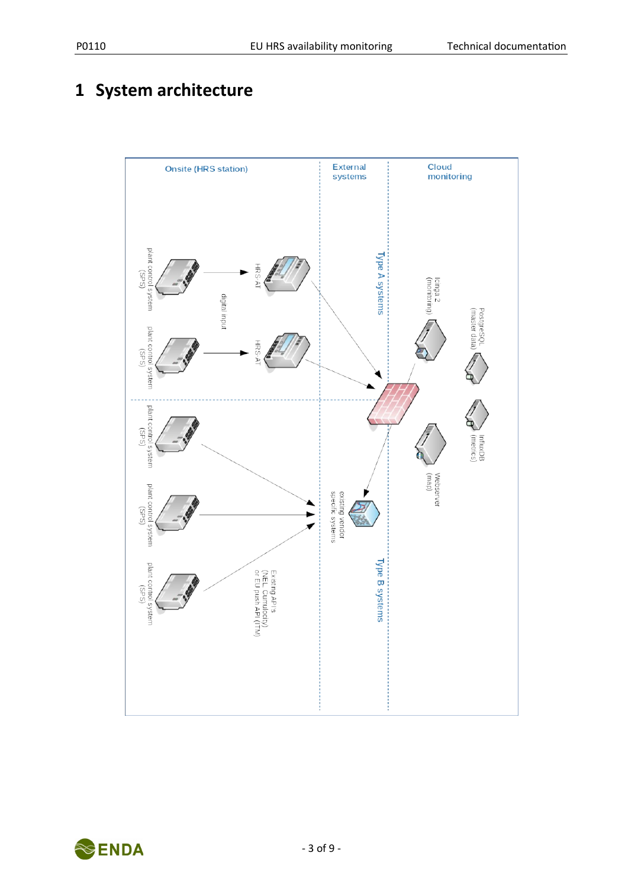# 1 System architecture

Onsite (HRS station)

External systems

Cloud monitoring

plant control system (SPS)

HRS-AT

digital input

plant control system (SPS)

HRS-AT

Type A systems

Icinga 2 (monitoring)

PostgreSQL (master data)

InfluxDB (metrics)

Webserver (map)

plant control system (SPS)

plant control system (SPS)

plant control system (SPS)

existing vendor specific systems

Existing API's (NEL Cumulocity) or EU push API (ITM)

Type B systems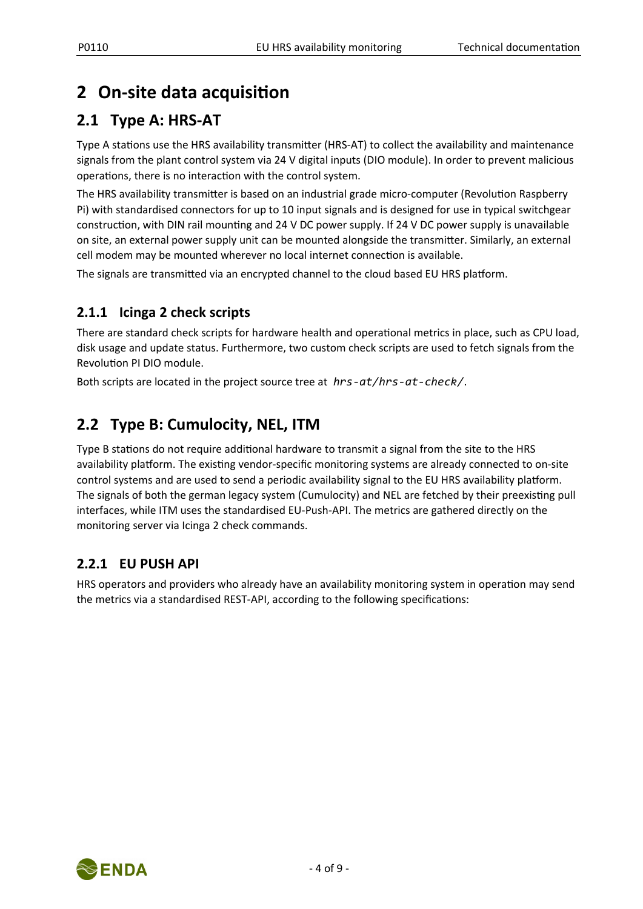# 2 On-site data acquisition

## 2.1 Type A: HRS-AT

Type A stations use the HRS availability transmitter (HRS-AT) to collect the availability and maintenance signals from the plant control system via 24 V digital inputs (DIO module). In order to prevent malicious operations, there is no interaction with the control system.

The HRS availability transmitter is based on an industrial grade micro-computer (Revolution Raspberry Pi) with standardised connectors for up to 10 input signals and is designed for use in typical switchgear construction, with DIN rail mounting and 24 V DC power supply. If 24 V DC power supply is unavailable on site, an external power supply unit can be mounted alongside the transmitter. Similarly, an external cell modem may be mounted wherever no local internet connection is available.

The signals are transmitted via an encrypted channel to the cloud based EU HRS platform.

### 2.1.1 Icinga 2 check scripts

There are standard check scripts for hardware health and operational metrics in place, such as CPU load, disk usage and update status. Furthermore, two custom check scripts are used to fetch signals from the Revolution PI DIO module.

Both scripts are located in the project source tree at *hrs-at/hrs-at-check/*.

## 2.2 Type B: Cumulocity, NEL, ITM

Type B stations do not require additional hardware to transmit a signal from the site to the HRS availability platform. The existing vendor-specific monitoring systems are already connected to on-site control systems and are used to send a periodic availability signal to the EU HRS availability platform. The signals of both the german legacy system (Cumulocity) and NEL are fetched by their preexisting pull interfaces, while ITM uses the standardised EU-Push-API. The metrics are gathered directly on the monitoring server via Icinga 2 check commands.

### 2.2.1 EU PUSH API

HRS operators and providers who already have an availability monitoring system in operation may send the metrics via a standardised REST-API, according to the following specifications: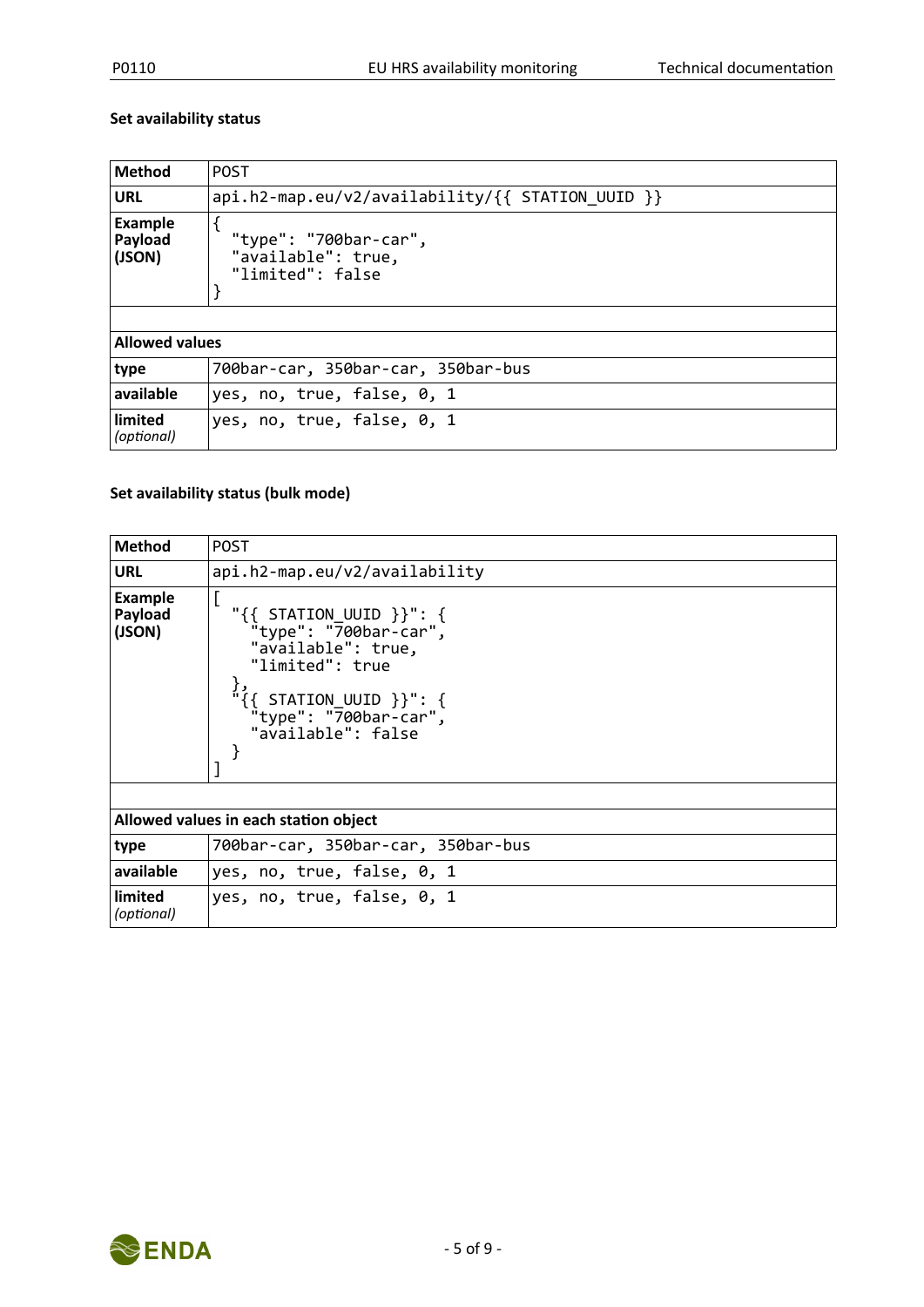### Set availability status

| Method | POST |
|---|---|
| URL | `api.h2-map.eu/v2/availability/{{ STATION_UUID }}` |
| Example Payload (JSON) | <pre>{<br>  "type": "700bar-car",<br>  "available": true,<br>  "limited": false<br>}</pre> |
| | |
| **Allowed values** | |
| type | `700bar-car, 350bar-car, 350bar-bus` |
| available | `yes, no, true, false, 0, 1` |
| limited *(optional)* | `yes, no, true, false, 0, 1` |

### Set availability status (bulk mode)

| Method | POST |
|---|---|
| URL | `api.h2-map.eu/v2/availability` |
| Example Payload (JSON) | <pre>[<br>  "{{ STATION_UUID }}": {<br>    "type": "700bar-car",<br>    "available": true,<br>    "limited": true<br>  },<br>  "{{ STATION_UUID }}": {<br>    "type": "700bar-car",<br>    "available": false<br>  }<br>]</pre> |
| | |
| **Allowed values in each station object** | |
| type | `700bar-car, 350bar-car, 350bar-bus` |
| available | `yes, no, true, false, 0, 1` |
| limited *(optional)* | `yes, no, true, false, 0, 1` |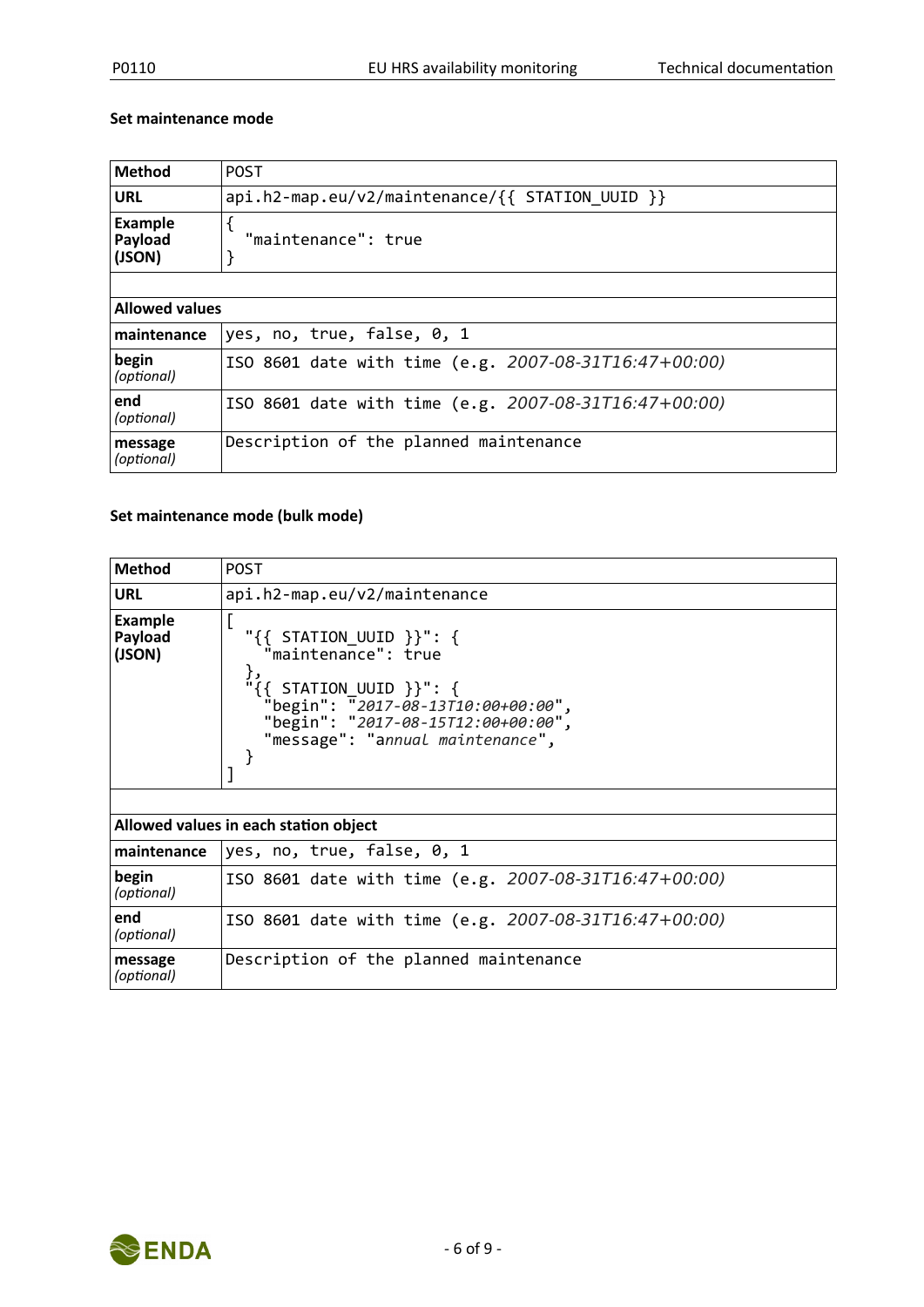**Set maintenance mode**

| Method | POST |
|---|---|
| URL | `api.h2-map.eu/v2/maintenance/{{ STATION_UUID }}` |
| Example Payload (JSON) | `{ "maintenance": true }` |
| | |
| **Allowed values** | |
| maintenance | yes, no, true, false, 0, 1 |
| begin *(optional)* | ISO 8601 date with time (e.g. *2007-08-31T16:47+00:00)* |
| end *(optional)* | ISO 8601 date with time (e.g. *2007-08-31T16:47+00:00)* |
| message *(optional)* | Description of the planned maintenance |

**Set maintenance mode (bulk mode)**

| Method | POST |
|---|---|
| URL | `api.h2-map.eu/v2/maintenance` |
| Example Payload (JSON) | see below |
| | |
| **Allowed values in each station object** | |
| maintenance | yes, no, true, false, 0, 1 |
| begin *(optional)* | ISO 8601 date with time (e.g. *2007-08-31T16:47+00:00)* |
| end *(optional)* | ISO 8601 date with time (e.g. *2007-08-31T16:47+00:00)* |
| message *(optional)* | Description of the planned maintenance |

Example Payload (JSON):

```
[
  "{{ STATION_UUID }}": {
    "maintenance": true
  },
  "{{ STATION_UUID }}": {
    "begin": "2017-08-13T10:00+00:00",
    "begin": "2017-08-15T12:00+00:00",
    "message": "annual maintenance",
  }
]
```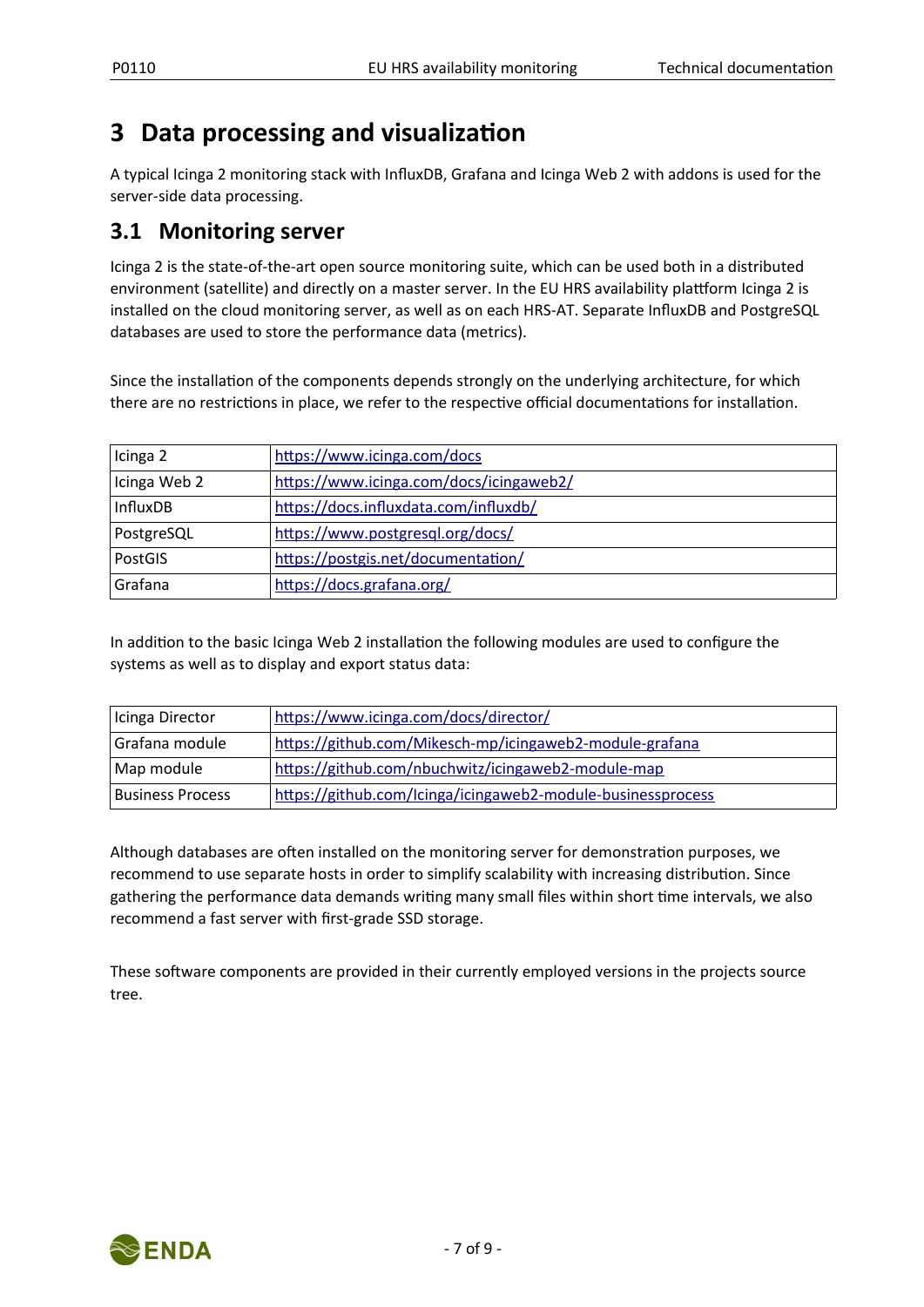# 3 Data processing and visualization

A typical Icinga 2 monitoring stack with InfluxDB, Grafana and Icinga Web 2 with addons is used for the server-side data processing.

## 3.1 Monitoring server

Icinga 2 is the state-of-the-art open source monitoring suite, which can be used both in a distributed environment (satellite) and directly on a master server. In the EU HRS availability plattform Icinga 2 is installed on the cloud monitoring server, as well as on each HRS-AT. Separate InfluxDB and PostgreSQL databases are used to store the performance data (metrics).

Since the installation of the components depends strongly on the underlying architecture, for which there are no restrictions in place, we refer to the respective official documentations for installation.

| | |
|---|---|
| Icinga 2 | https://www.icinga.com/docs |
| Icinga Web 2 | https://www.icinga.com/docs/icingaweb2/ |
| InfluxDB | https://docs.influxdata.com/influxdb/ |
| PostgreSQL | https://www.postgresql.org/docs/ |
| PostGIS | https://postgis.net/documentation/ |
| Grafana | https://docs.grafana.org/ |

In addition to the basic Icinga Web 2 installation the following modules are used to configure the systems as well as to display and export status data:

| | |
|---|---|
| Icinga Director | https://www.icinga.com/docs/director/ |
| Grafana module | https://github.com/Mikesch-mp/icingaweb2-module-grafana |
| Map module | https://github.com/nbuchwitz/icingaweb2-module-map |
| Business Process | https://github.com/Icinga/icingaweb2-module-businessprocess |

Although databases are often installed on the monitoring server for demonstration purposes, we recommend to use separate hosts in order to simplify scalability with increasing distribution. Since gathering the performance data demands writing many small files within short time intervals, we also recommend a fast server with first-grade SSD storage.

These software components are provided in their currently employed versions in the projects source tree.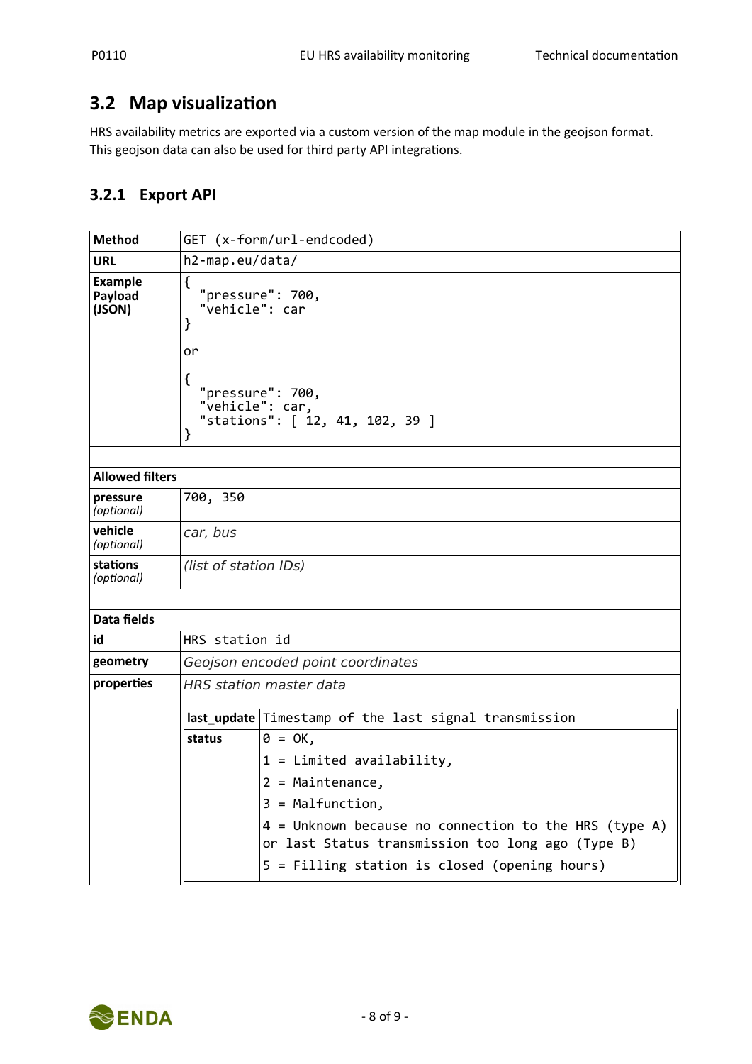## 3.2 Map visualization

HRS availability metrics are exported via a custom version of the map module in the geojson format. This geojson data can also be used for third party API integrations.

### 3.2.1 Export API

| | |
|---|---|
| **Method** | `GET (x-form/url-endcoded)` |
| **URL** | `h2-map.eu/data/` |
| **Example Payload (JSON)** | `{ "pressure": 700, "vehicle": car }` <br><br> or <br><br> `{ "pressure": 700, "vehicle": car, "stations": [ 12, 41, 102, 39 ] }` |
| | |
| **Allowed filters** | |
| **pressure** *(optional)* | `700, 350` |
| **vehicle** *(optional)* | *car, bus* |
| **stations** *(optional)* | *(list of station IDs)* |
| | |
| **Data fields** | |
| **id** | HRS station id |
| **geometry** | *Geojson encoded point coordinates* |
| **properties** | *HRS station master data* |

Properties:

| Field | Description |
|---|---|
| **last_update** | Timestamp of the last signal transmission |
| **status** | 0 = OK,<br>1 = Limited availability,<br>2 = Maintenance,<br>3 = Malfunction,<br>4 = Unknown because no connection to the HRS (type A) or last Status transmission too long ago (Type B)<br>5 = Filling station is closed (opening hours) |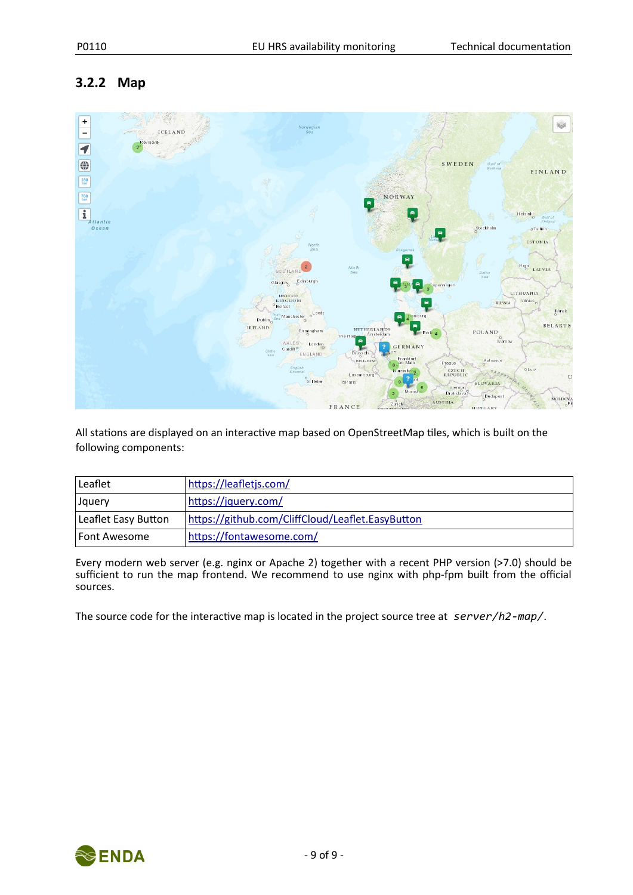### 3.2.2 Map

All stations are displayed on an interactive map based on OpenStreetMap tiles, which is built on the following components:

| | |
|---|---|
| Leaflet | https://leafletjs.com/ |
| Jquery | https://jquery.com/ |
| Leaflet Easy Button | https://github.com/CliffCloud/Leaflet.EasyButton |
| Font Awesome | https://fontawesome.com/ |

Every modern web server (e.g. nginx or Apache 2) together with a recent PHP version (>7.0) should be sufficient to run the map frontend. We recommend to use nginx with php-fpm built from the official sources.

The source code for the interactive map is located in the project source tree at `server/h2-map/`.